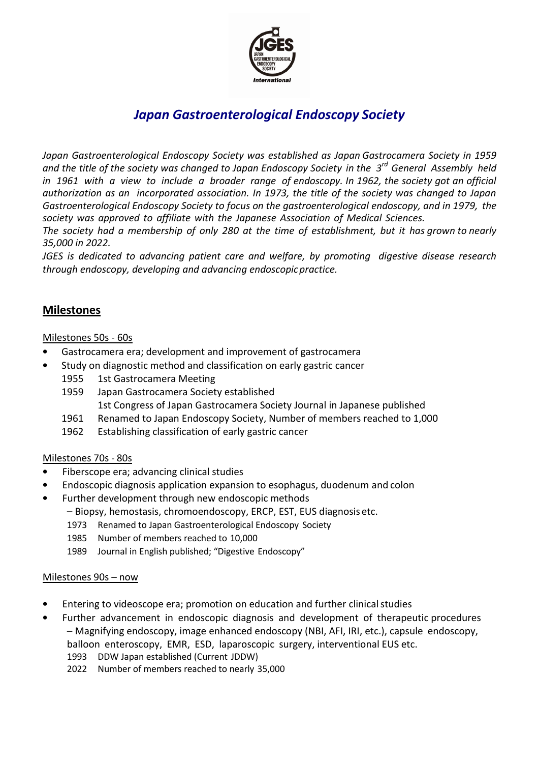# *Japan Gastroenterological Endoscopy Society*

*Japan Gastroenterological Endoscopy Society was established as Japan Gastrocamera Society in 1959 and the title of the society was changed to Japan Endoscopy Society in the 3rd General Assembly held in 1961 with a view to include a broader range of endoscopy. In 1962, the society got an official authorization as an incorporated association. In 1973, the title of the society was changed to Japan Gastroenterological Endoscopy Society to focus on the gastroenterological endoscopy, and in 1979, the society was approved to affiliate with the Japanese Association of Medical Sciences.*

*The society had a membership of only 280 at the time of establishment, but it has grown to nearly 35,000 in 2022.*

*JGES is dedicated to advancing patient care and welfare, by promoting digestive disease research through endoscopy, developing and advancing endoscopic practice.*

## Milestones

### Milestones 50s - 60s

- Gastrocamera era; development and improvement of gastrocamera
- Study on diagnostic method and classification on early gastric cancer

  1955 1st Gastrocamera Meeting

  1959 Japan Gastrocamera Society established
  1st Congress of Japan Gastrocamera Society Journal in Japanese published

  1961 Renamed to Japan Endoscopy Society, Number of members reached to 1,000

  1962 Establishing classification of early gastric cancer

### Milestones 70s - 80s

- Fiberscope era; advancing clinical studies
- Endoscopic diagnosis application expansion to esophagus, duodenum and colon
- Further development through new endoscopic methods
  – Biopsy, hemostasis, chromoendoscopy, ERCP, EST, EUS diagnosis etc.

  1973 Renamed to Japan Gastroenterological Endoscopy Society

  1985 Number of members reached to 10,000

  1989 Journal in English published; "Digestive Endoscopy"

### Milestones 90s – now

- Entering to videoscope era; promotion on education and further clinical studies
- Further advancement in endoscopic diagnosis and development of therapeutic procedures
  – Magnifying endoscopy, image enhanced endoscopy (NBI, AFI, IRI, etc.), capsule endoscopy, balloon enteroscopy, EMR, ESD, laparoscopic surgery, interventional EUS etc.

  1993 DDW Japan established (Current JDDW)

  2022 Number of members reached to nearly 35,000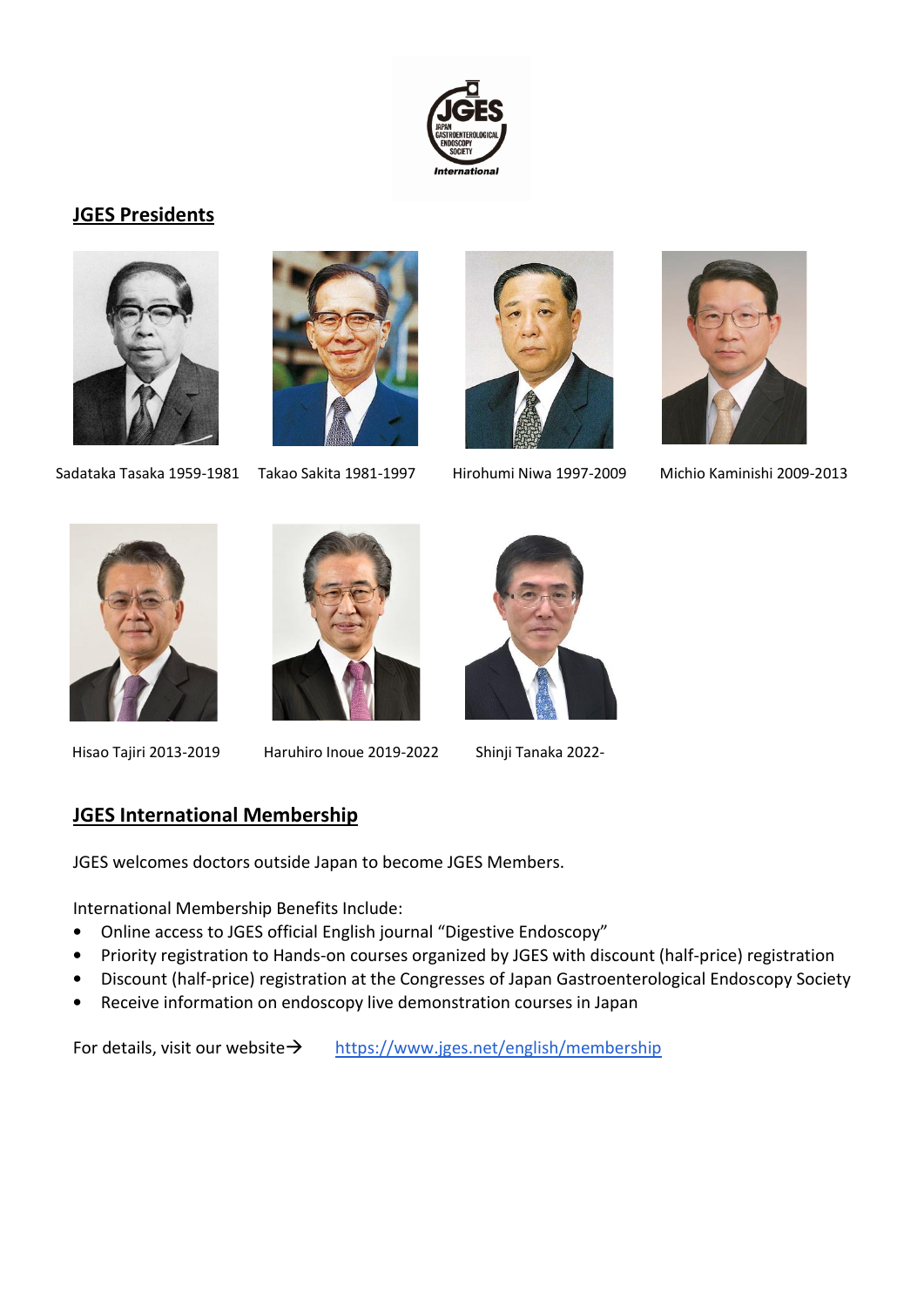## JGES Presidents

Sadataka Tasaka 1959-1981

Takao Sakita 1981-1997

Hirohumi Niwa 1997-2009

Michio Kaminishi 2009-2013

Hisao Tajiri 2013-2019

Haruhiro Inoue 2019-2022

Shinji Tanaka 2022-

## JGES International Membership

JGES welcomes doctors outside Japan to become JGES Members.

International Membership Benefits Include:

- Online access to JGES official English journal "Digestive Endoscopy"
- Priority registration to Hands-on courses organized by JGES with discount (half-price) registration
- Discount (half-price) registration at the Congresses of Japan Gastroenterological Endoscopy Society
- Receive information on endoscopy live demonstration courses in Japan

For details, visit our website→ https://www.jges.net/english/membership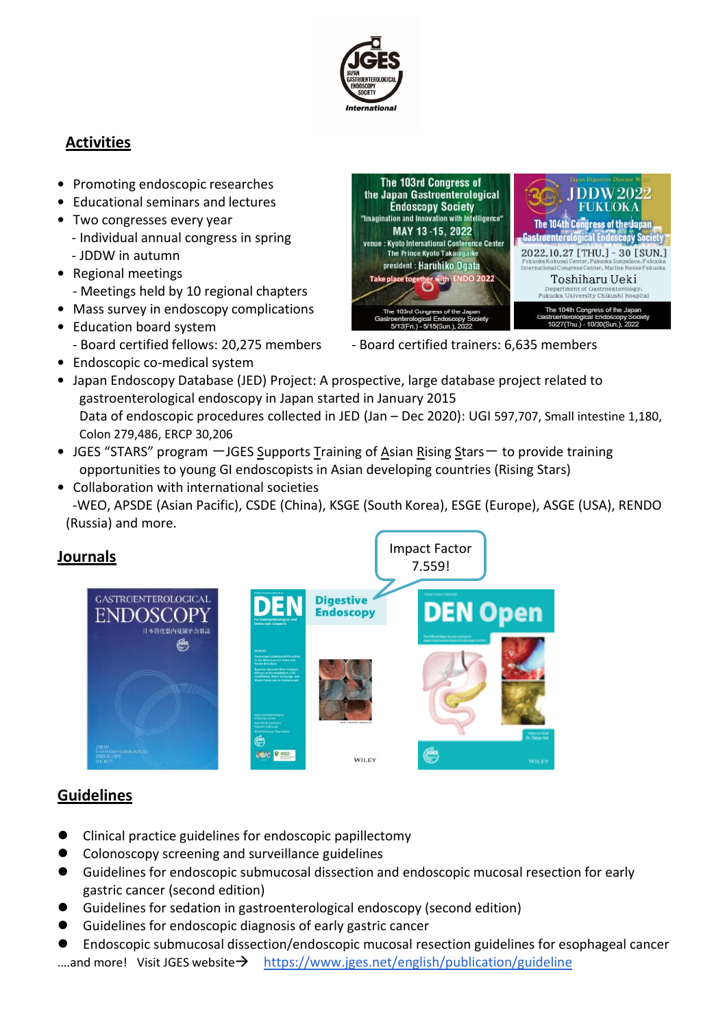## Activities

- Promoting endoscopic researches
- Educational seminars and lectures
- Two congresses every year
  - Individual annual congress in spring
  - JDDW in autumn
- Regional meetings
  - Meetings held by 10 regional chapters
- Mass survey in endoscopy complications
- Education board system
  - Board certified fellows: 20,275 members
  - Board certified trainers: 6,635 members
- Endoscopic co-medical system
- Japan Endoscopy Database (JED) Project: A prospective, large database project related to gastroenterological endoscopy in Japan started in January 2015
  Data of endoscopic procedures collected in JED (Jan – Dec 2020): UGI 597,707, Small intestine 1,180, Colon 279,486, ERCP 30,206
- JGES "STARS" program ―JGES Supports Training of Asian Rising Stars― to provide training opportunities to young GI endoscopists in Asian developing countries (Rising Stars)
- Collaboration with international societies
  -WEO, APSDE (Asian Pacific), CSDE (China), KSGE (South Korea), ESGE (Europe), ASGE (USA), RENDO (Russia) and more.

## Journals

Impact Factor 7.559!

## Guidelines

- Clinical practice guidelines for endoscopic papillectomy
- Colonoscopy screening and surveillance guidelines
- Guidelines for endoscopic submucosal dissection and endoscopic mucosal resection for early gastric cancer (second edition)
- Guidelines for sedation in gastroenterological endoscopy (second edition)
- Guidelines for endoscopic diagnosis of early gastric cancer
- Endoscopic submucosal dissection/endoscopic mucosal resection guidelines for esophageal cancer

….and more! Visit JGES website→ https://www.jges.net/english/publication/guideline